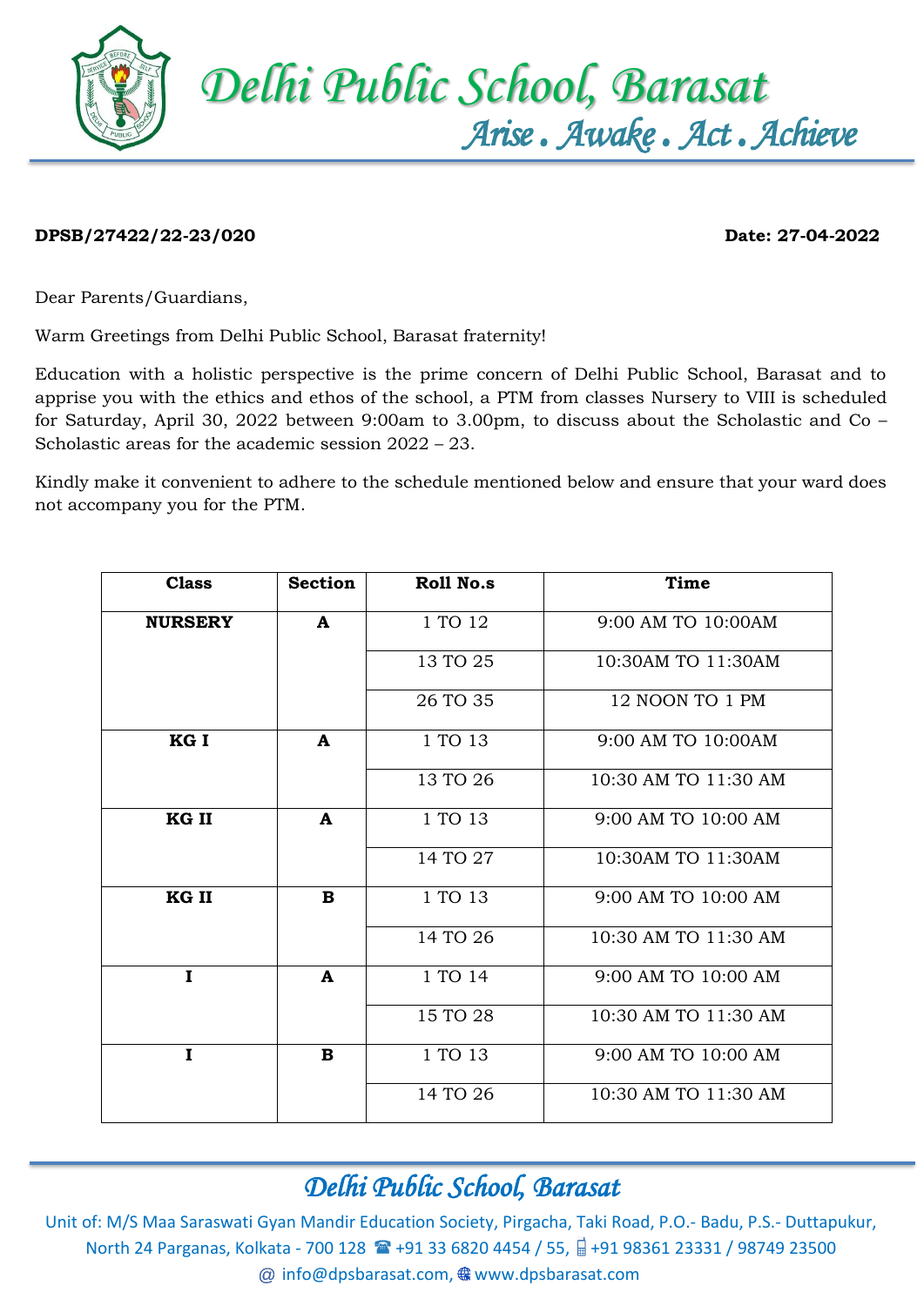# Delhi Public School, Barasat

*Arise . Awake . Act . Achieve*

**DPSB/27422/22-23/020** **Date: 27-04-2022**

Dear Parents/Guardians,

Warm Greetings from Delhi Public School, Barasat fraternity!

Education with a holistic perspective is the prime concern of Delhi Public School, Barasat and to apprise you with the ethics and ethos of the school, a PTM from classes Nursery to VIII is scheduled for Saturday, April 30, 2022 between 9:00am to 3.00pm, to discuss about the Scholastic and Co – Scholastic areas for the academic session 2022 – 23.

Kindly make it convenient to adhere to the schedule mentioned below and ensure that your ward does not accompany you for the PTM.

| Class | Section | Roll No.s | Time |
|---|---|---|---|
| **NURSERY** | **A** | 1 TO 12 | 9:00 AM TO 10:00AM |
| | | 13 TO 25 | 10:30AM TO 11:30AM |
| | | 26 TO 35 | 12 NOON TO 1 PM |
| **KG I** | **A** | 1 TO 13 | 9:00 AM TO 10:00AM |
| | | 13 TO 26 | 10:30 AM TO 11:30 AM |
| **KG II** | **A** | 1 TO 13 | 9:00 AM TO 10:00 AM |
| | | 14 TO 27 | 10:30AM TO 11:30AM |
| **KG II** | **B** | 1 TO 13 | 9:00 AM TO 10:00 AM |
| | | 14 TO 26 | 10:30 AM TO 11:30 AM |
| **I** | **A** | 1 TO 14 | 9:00 AM TO 10:00 AM |
| | | 15 TO 28 | 10:30 AM TO 11:30 AM |
| **I** | **B** | 1 TO 13 | 9:00 AM TO 10:00 AM |
| | | 14 TO 26 | 10:30 AM TO 11:30 AM |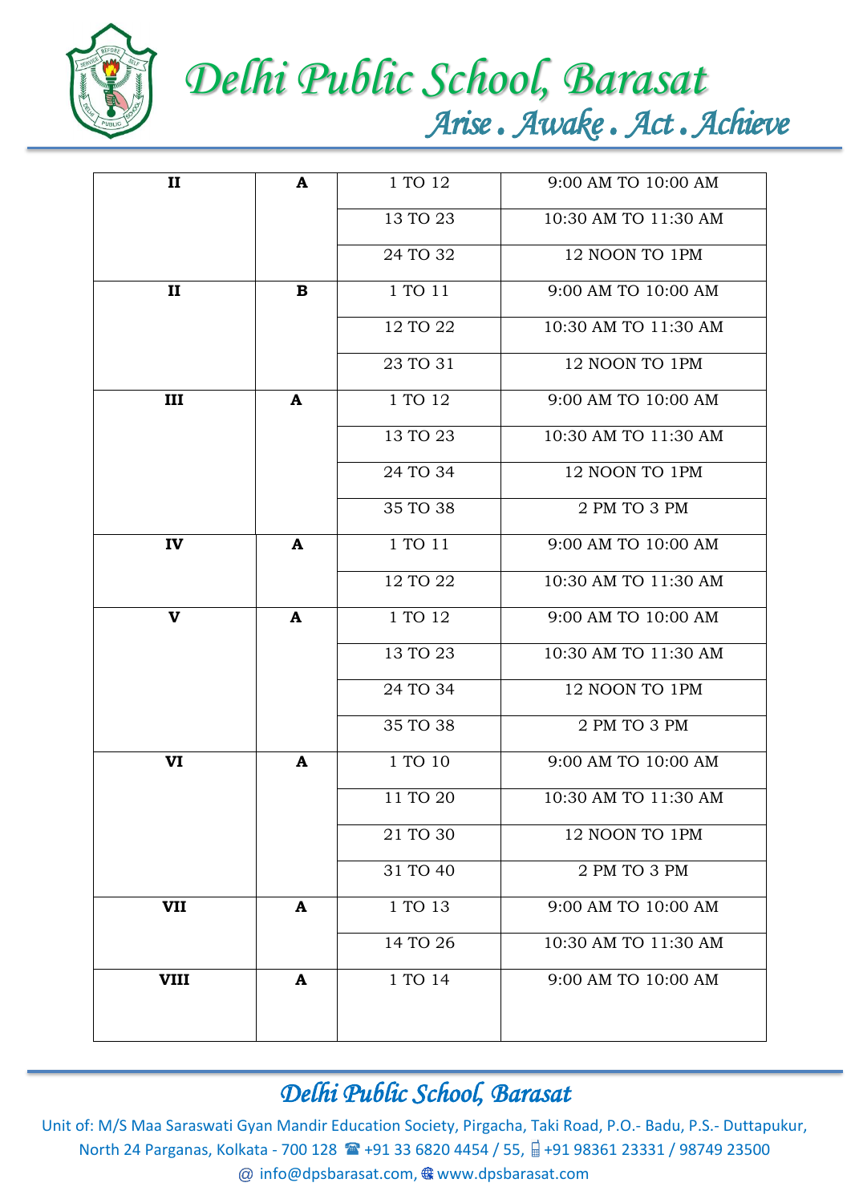| | | | |
|---|---|---|---|
| **II** | **A** | 1 TO 12 | 9:00 AM TO 10:00 AM |
| | | 13 TO 23 | 10:30 AM TO 11:30 AM |
| | | 24 TO 32 | 12 NOON TO 1PM |
| **II** | **B** | 1 TO 11 | 9:00 AM TO 10:00 AM |
| | | 12 TO 22 | 10:30 AM TO 11:30 AM |
| | | 23 TO 31 | 12 NOON TO 1PM |
| **III** | **A** | 1 TO 12 | 9:00 AM TO 10:00 AM |
| | | 13 TO 23 | 10:30 AM TO 11:30 AM |
| | | 24 TO 34 | 12 NOON TO 1PM |
| | | 35 TO 38 | 2 PM TO 3 PM |
| **IV** | **A** | 1 TO 11 | 9:00 AM TO 10:00 AM |
| | | 12 TO 22 | 10:30 AM TO 11:30 AM |
| **V** | **A** | 1 TO 12 | 9:00 AM TO 10:00 AM |
| | | 13 TO 23 | 10:30 AM TO 11:30 AM |
| | | 24 TO 34 | 12 NOON TO 1PM |
| | | 35 TO 38 | 2 PM TO 3 PM |
| **VI** | **A** | 1 TO 10 | 9:00 AM TO 10:00 AM |
| | | 11 TO 20 | 10:30 AM TO 11:30 AM |
| | | 21 TO 30 | 12 NOON TO 1PM |
| | | 31 TO 40 | 2 PM TO 3 PM |
| **VII** | **A** | 1 TO 13 | 9:00 AM TO 10:00 AM |
| | | 14 TO 26 | 10:30 AM TO 11:30 AM |
| **VIII** | **A** | 1 TO 14 | 9:00 AM TO 10:00 AM |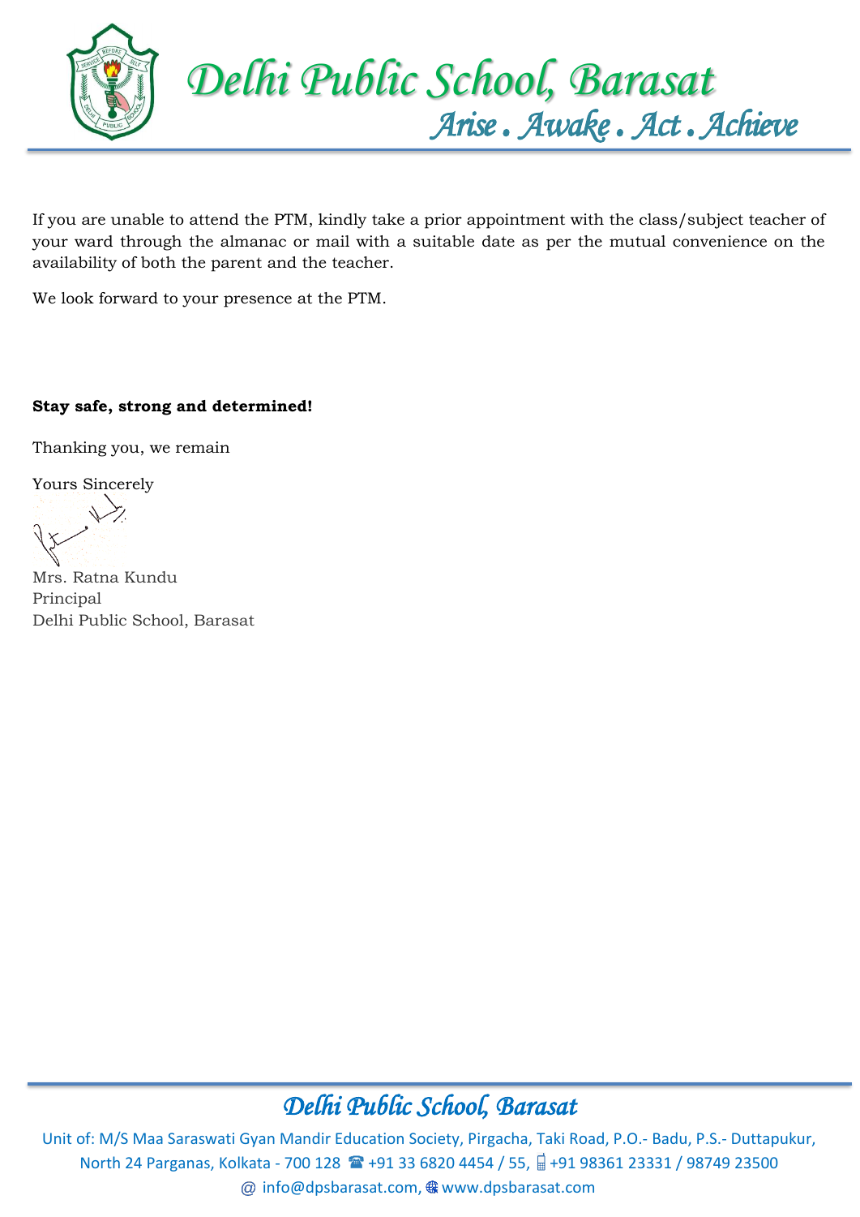If you are unable to attend the PTM, kindly take a prior appointment with the class/subject teacher of your ward through the almanac or mail with a suitable date as per the mutual convenience on the availability of both the parent and the teacher.

We look forward to your presence at the PTM.

**Stay safe, strong and determined!**

Thanking you, we remain

Yours Sincerely

Mrs. Ratna Kundu
Principal
Delhi Public School, Barasat